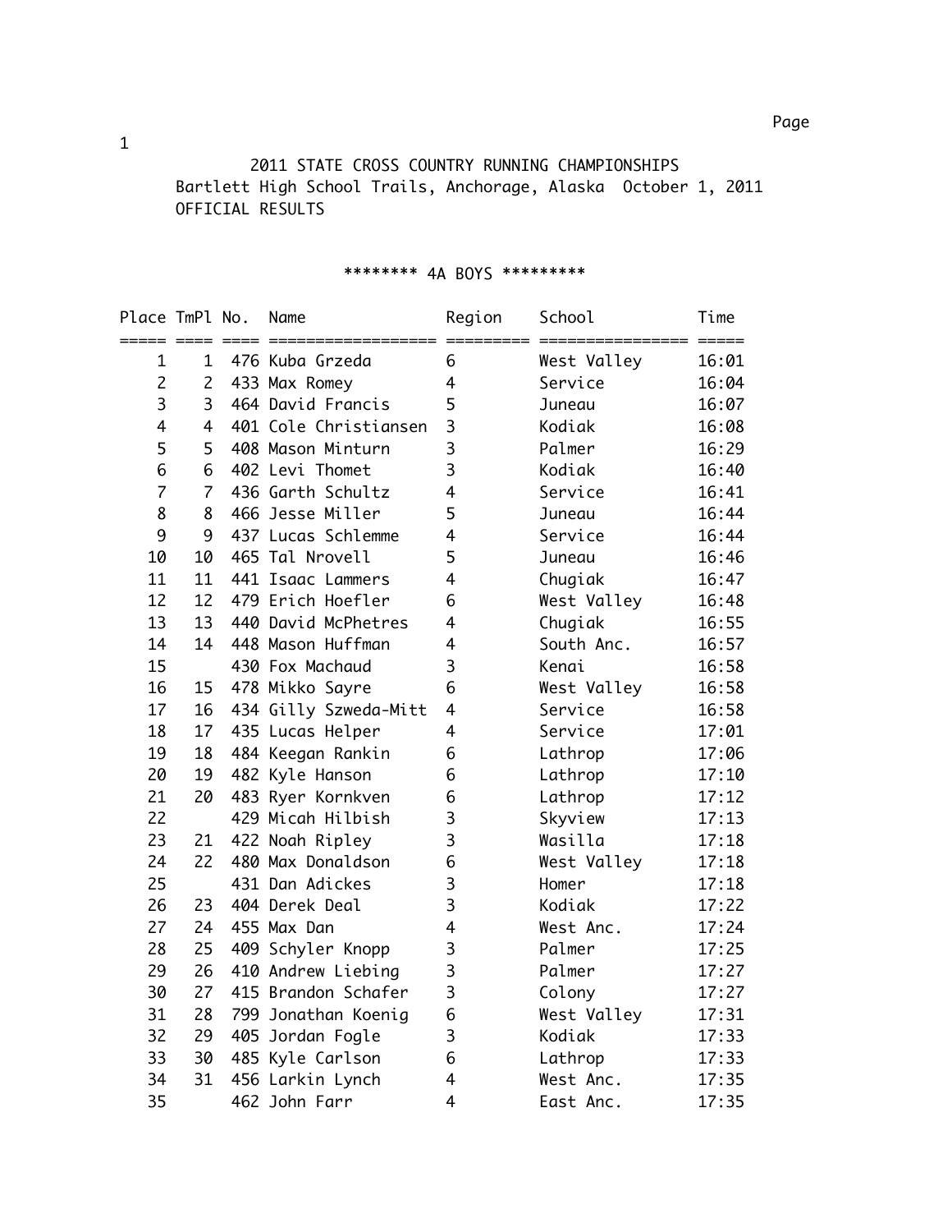# 2011 STATE CROSS COUNTRY RUNNING CHAMPIONSHIPS

Bartlett High School Trails, Anchorage, Alaska October 1, 2011

OFFICIAL RESULTS

## ******** 4A BOYS *********

| Place | TmPl | No. | Name | Region | School | Time |
|---|---|---|---|---|---|---|
| 1 | 1 | 476 | Kuba Grzeda | 6 | West Valley | 16:01 |
| 2 | 2 | 433 | Max Romey | 4 | Service | 16:04 |
| 3 | 3 | 464 | David Francis | 5 | Juneau | 16:07 |
| 4 | 4 | 401 | Cole Christiansen | 3 | Kodiak | 16:08 |
| 5 | 5 | 408 | Mason Minturn | 3 | Palmer | 16:29 |
| 6 | 6 | 402 | Levi Thomet | 3 | Kodiak | 16:40 |
| 7 | 7 | 436 | Garth Schultz | 4 | Service | 16:41 |
| 8 | 8 | 466 | Jesse Miller | 5 | Juneau | 16:44 |
| 9 | 9 | 437 | Lucas Schlemme | 4 | Service | 16:44 |
| 10 | 10 | 465 | Tal Nrovell | 5 | Juneau | 16:46 |
| 11 | 11 | 441 | Isaac Lammers | 4 | Chugiak | 16:47 |
| 12 | 12 | 479 | Erich Hoefler | 6 | West Valley | 16:48 |
| 13 | 13 | 440 | David McPhetres | 4 | Chugiak | 16:55 |
| 14 | 14 | 448 | Mason Huffman | 4 | South Anc. | 16:57 |
| 15 | | 430 | Fox Machaud | 3 | Kenai | 16:58 |
| 16 | 15 | 478 | Mikko Sayre | 6 | West Valley | 16:58 |
| 17 | 16 | 434 | Gilly Szweda-Mitt | 4 | Service | 16:58 |
| 18 | 17 | 435 | Lucas Helper | 4 | Service | 17:01 |
| 19 | 18 | 484 | Keegan Rankin | 6 | Lathrop | 17:06 |
| 20 | 19 | 482 | Kyle Hanson | 6 | Lathrop | 17:10 |
| 21 | 20 | 483 | Ryer Kornkven | 6 | Lathrop | 17:12 |
| 22 | | 429 | Micah Hilbish | 3 | Skyview | 17:13 |
| 23 | 21 | 422 | Noah Ripley | 3 | Wasilla | 17:18 |
| 24 | 22 | 480 | Max Donaldson | 6 | West Valley | 17:18 |
| 25 | | 431 | Dan Adickes | 3 | Homer | 17:18 |
| 26 | 23 | 404 | Derek Deal | 3 | Kodiak | 17:22 |
| 27 | 24 | 455 | Max Dan | 4 | West Anc. | 17:24 |
| 28 | 25 | 409 | Schyler Knopp | 3 | Palmer | 17:25 |
| 29 | 26 | 410 | Andrew Liebing | 3 | Palmer | 17:27 |
| 30 | 27 | 415 | Brandon Schafer | 3 | Colony | 17:27 |
| 31 | 28 | 799 | Jonathan Koenig | 6 | West Valley | 17:31 |
| 32 | 29 | 405 | Jordan Fogle | 3 | Kodiak | 17:33 |
| 33 | 30 | 485 | Kyle Carlson | 6 | Lathrop | 17:33 |
| 34 | 31 | 456 | Larkin Lynch | 4 | West Anc. | 17:35 |
| 35 | | 462 | John Farr | 4 | East Anc. | 17:35 |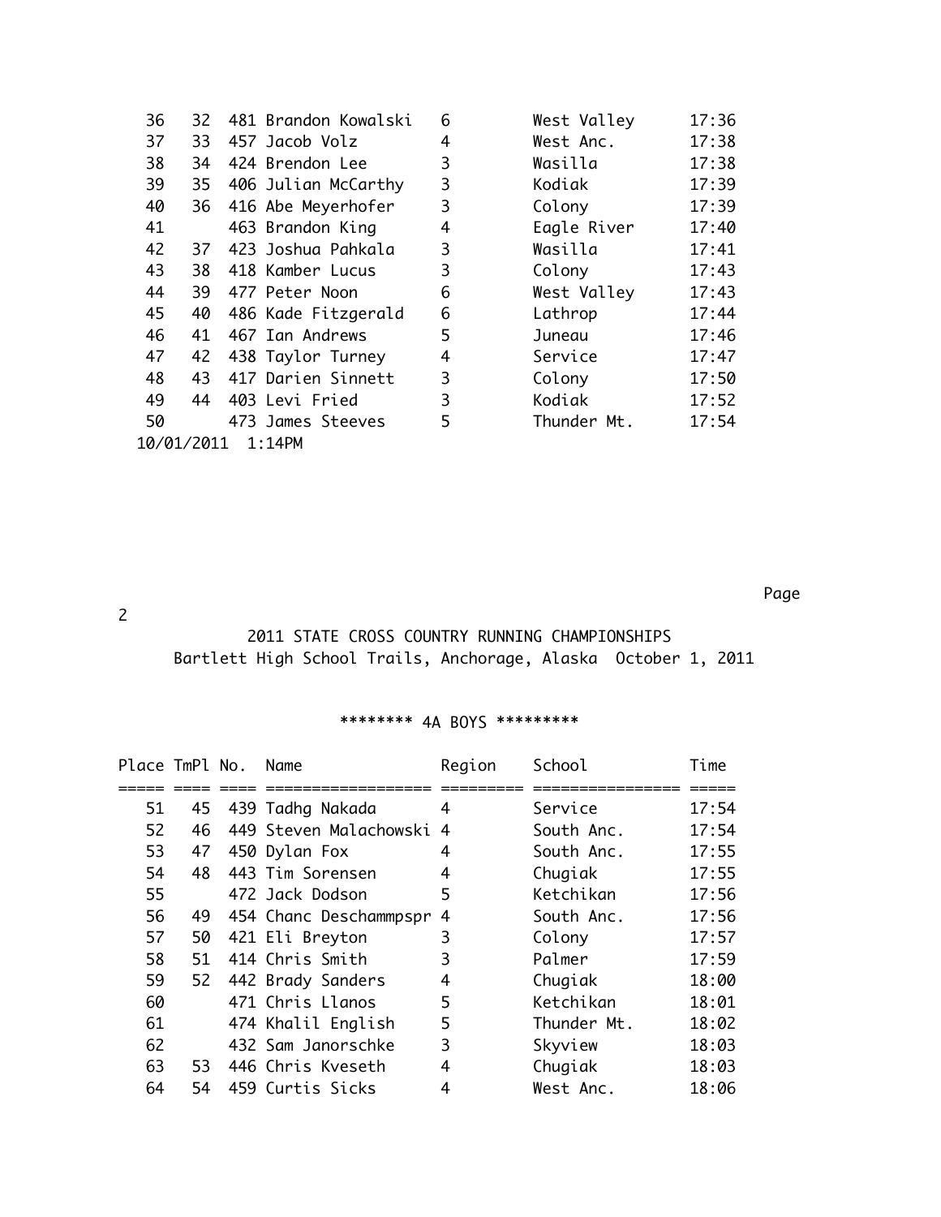| Place | TmPl | No. | Name | Region | School | Time |
|---|---|---|---|---|---|---|
| 36 | 32 | 481 | Brandon Kowalski | 6 | West Valley | 17:36 |
| 37 | 33 | 457 | Jacob Volz | 4 | West Anc. | 17:38 |
| 38 | 34 | 424 | Brendon Lee | 3 | Wasilla | 17:38 |
| 39 | 35 | 406 | Julian McCarthy | 3 | Kodiak | 17:39 |
| 40 | 36 | 416 | Abe Meyerhofer | 3 | Colony | 17:39 |
| 41 | | 463 | Brandon King | 4 | Eagle River | 17:40 |
| 42 | 37 | 423 | Joshua Pahkala | 3 | Wasilla | 17:41 |
| 43 | 38 | 418 | Kamber Lucus | 3 | Colony | 17:43 |
| 44 | 39 | 477 | Peter Noon | 6 | West Valley | 17:43 |
| 45 | 40 | 486 | Kade Fitzgerald | 6 | Lathrop | 17:44 |
| 46 | 41 | 467 | Ian Andrews | 5 | Juneau | 17:46 |
| 47 | 42 | 438 | Taylor Turney | 4 | Service | 17:47 |
| 48 | 43 | 417 | Darien Sinnett | 3 | Colony | 17:50 |
| 49 | 44 | 403 | Levi Fried | 3 | Kodiak | 17:52 |
| 50 | | 473 | James Steeves | 5 | Thunder Mt. | 17:54 |

10/01/2011 1:14PM

2011 STATE CROSS COUNTRY RUNNING CHAMPIONSHIPS
Bartlett High School Trails, Anchorage, Alaska October 1, 2011

******** 4A BOYS *********

| Place | TmPl | No. | Name | Region | School | Time |
|---|---|---|---|---|---|---|
| 51 | 45 | 439 | Tadhg Nakada | 4 | Service | 17:54 |
| 52 | 46 | 449 | Steven Malachowski | 4 | South Anc. | 17:54 |
| 53 | 47 | 450 | Dylan Fox | 4 | South Anc. | 17:55 |
| 54 | 48 | 443 | Tim Sorensen | 4 | Chugiak | 17:55 |
| 55 | | 472 | Jack Dodson | 5 | Ketchikan | 17:56 |
| 56 | 49 | 454 | Chanc Deschammpspr | 4 | South Anc. | 17:56 |
| 57 | 50 | 421 | Eli Breyton | 3 | Colony | 17:57 |
| 58 | 51 | 414 | Chris Smith | 3 | Palmer | 17:59 |
| 59 | 52 | 442 | Brady Sanders | 4 | Chugiak | 18:00 |
| 60 | | 471 | Chris Llanos | 5 | Ketchikan | 18:01 |
| 61 | | 474 | Khalil English | 5 | Thunder Mt. | 18:02 |
| 62 | | 432 | Sam Janorschke | 3 | Skyview | 18:03 |
| 63 | 53 | 446 | Chris Kveseth | 4 | Chugiak | 18:03 |
| 64 | 54 | 459 | Curtis Sicks | 4 | West Anc. | 18:06 |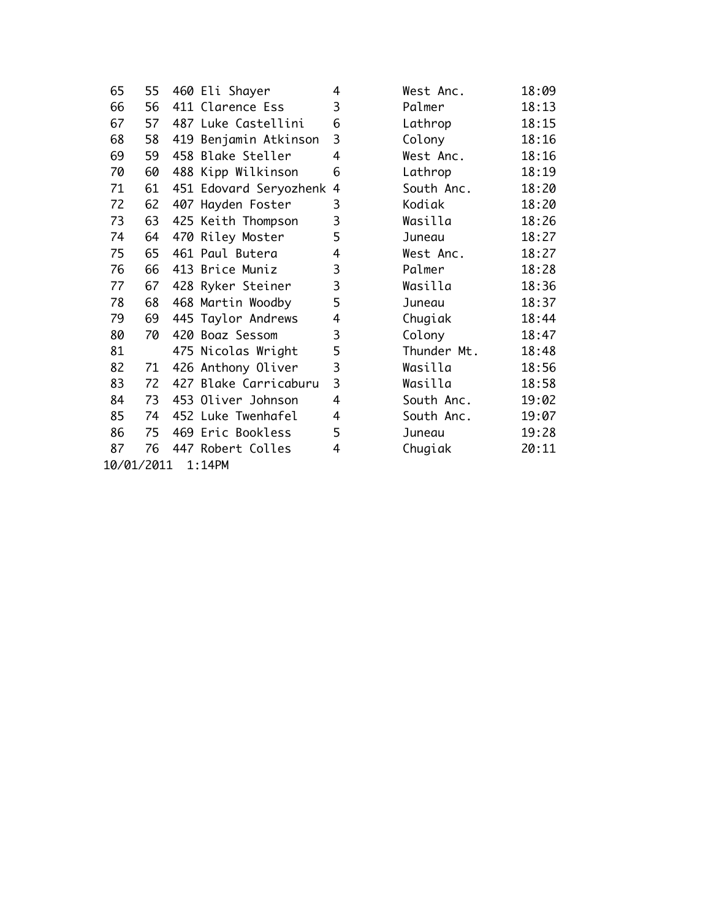| | | | | | | |
|---|---|---|---|---|---|---|
| 65 | 55 | 460 | Eli Shayer | 4 | West Anc. | 18:09 |
| 66 | 56 | 411 | Clarence Ess | 3 | Palmer | 18:13 |
| 67 | 57 | 487 | Luke Castellini | 6 | Lathrop | 18:15 |
| 68 | 58 | 419 | Benjamin Atkinson | 3 | Colony | 18:16 |
| 69 | 59 | 458 | Blake Steller | 4 | West Anc. | 18:16 |
| 70 | 60 | 488 | Kipp Wilkinson | 6 | Lathrop | 18:19 |
| 71 | 61 | 451 | Edovard Seryozhenk | 4 | South Anc. | 18:20 |
| 72 | 62 | 407 | Hayden Foster | 3 | Kodiak | 18:20 |
| 73 | 63 | 425 | Keith Thompson | 3 | Wasilla | 18:26 |
| 74 | 64 | 470 | Riley Moster | 5 | Juneau | 18:27 |
| 75 | 65 | 461 | Paul Butera | 4 | West Anc. | 18:27 |
| 76 | 66 | 413 | Brice Muniz | 3 | Palmer | 18:28 |
| 77 | 67 | 428 | Ryker Steiner | 3 | Wasilla | 18:36 |
| 78 | 68 | 468 | Martin Woodby | 5 | Juneau | 18:37 |
| 79 | 69 | 445 | Taylor Andrews | 4 | Chugiak | 18:44 |
| 80 | 70 | 420 | Boaz Sessom | 3 | Colony | 18:47 |
| 81 | | 475 | Nicolas Wright | 5 | Thunder Mt. | 18:48 |
| 82 | 71 | 426 | Anthony Oliver | 3 | Wasilla | 18:56 |
| 83 | 72 | 427 | Blake Carricaburu | 3 | Wasilla | 18:58 |
| 84 | 73 | 453 | Oliver Johnson | 4 | South Anc. | 19:02 |
| 85 | 74 | 452 | Luke Twenhafel | 4 | South Anc. | 19:07 |
| 86 | 75 | 469 | Eric Bookless | 5 | Juneau | 19:28 |
| 87 | 76 | 447 | Robert Colles | 4 | Chugiak | 20:11 |

10/01/2011 1:14PM